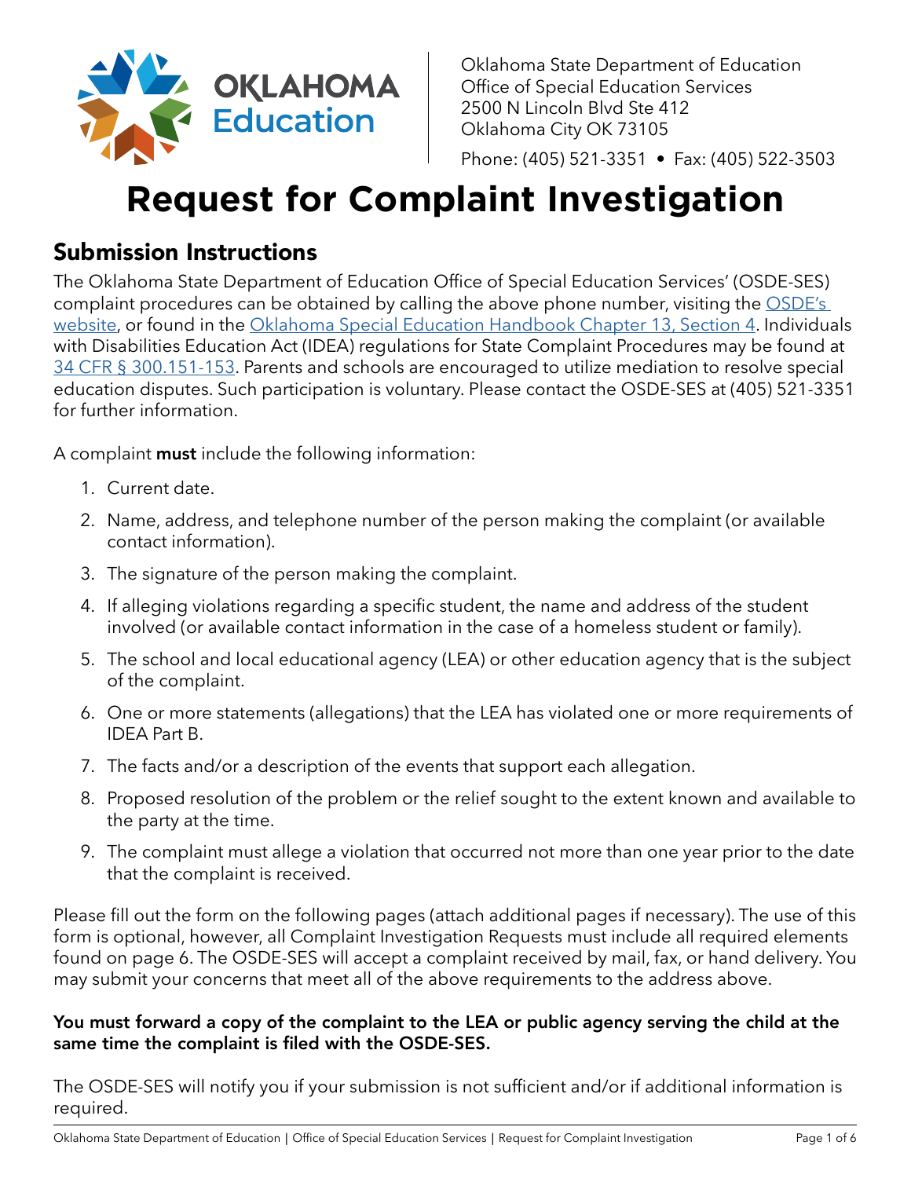OKLAHOMA Education

Oklahoma State Department of Education
Office of Special Education Services
2500 N Lincoln Blvd Ste 412
Oklahoma City OK 73105

Phone: (405) 521-3351 • Fax: (405) 522-3503

# Request for Complaint Investigation

## Submission Instructions

The Oklahoma State Department of Education Office of Special Education Services' (OSDE-SES) complaint procedures can be obtained by calling the above phone number, visiting the OSDE's website, or found in the Oklahoma Special Education Handbook Chapter 13, Section 4. Individuals with Disabilities Education Act (IDEA) regulations for State Complaint Procedures may be found at 34 CFR § 300.151-153. Parents and schools are encouraged to utilize mediation to resolve special education disputes. Such participation is voluntary. Please contact the OSDE-SES at (405) 521-3351 for further information.

A complaint **must** include the following information:

1. Current date.
2. Name, address, and telephone number of the person making the complaint (or available contact information).
3. The signature of the person making the complaint.
4. If alleging violations regarding a specific student, the name and address of the student involved (or available contact information in the case of a homeless student or family).
5. The school and local educational agency (LEA) or other education agency that is the subject of the complaint.
6. One or more statements (allegations) that the LEA has violated one or more requirements of IDEA Part B.
7. The facts and/or a description of the events that support each allegation.
8. Proposed resolution of the problem or the relief sought to the extent known and available to the party at the time.
9. The complaint must allege a violation that occurred not more than one year prior to the date that the complaint is received.

Please fill out the form on the following pages (attach additional pages if necessary). The use of this form is optional, however, all Complaint Investigation Requests must include all required elements found on page 6. The OSDE-SES will accept a complaint received by mail, fax, or hand delivery. You may submit your concerns that meet all of the above requirements to the address above.

**You must forward a copy of the complaint to the LEA or public agency serving the child at the same time the complaint is filed with the OSDE-SES.**

The OSDE-SES will notify you if your submission is not sufficient and/or if additional information is required.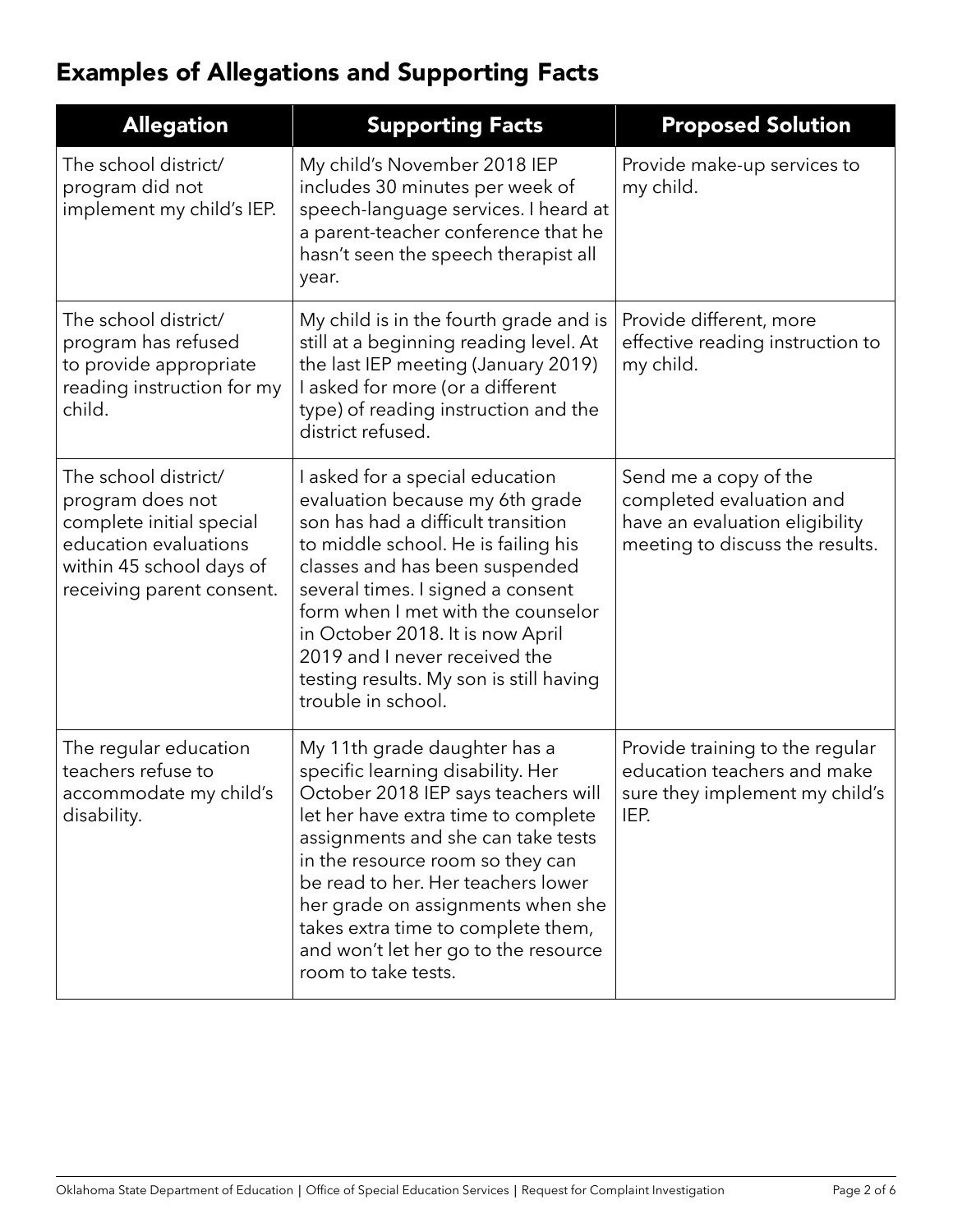## Examples of Allegations and Supporting Facts

| Allegation | Supporting Facts | Proposed Solution |
| --- | --- | --- |
| The school district/ program did not implement my child's IEP. | My child's November 2018 IEP includes 30 minutes per week of speech-language services. I heard at a parent-teacher conference that he hasn't seen the speech therapist all year. | Provide make-up services to my child. |
| The school district/ program has refused to provide appropriate reading instruction for my child. | My child is in the fourth grade and is still at a beginning reading level. At the last IEP meeting (January 2019) I asked for more (or a different type) of reading instruction and the district refused. | Provide different, more effective reading instruction to my child. |
| The school district/ program does not complete initial special education evaluations within 45 school days of receiving parent consent. | I asked for a special education evaluation because my 6th grade son has had a difficult transition to middle school. He is failing his classes and has been suspended several times. I signed a consent form when I met with the counselor in October 2018. It is now April 2019 and I never received the testing results. My son is still having trouble in school. | Send me a copy of the completed evaluation and have an evaluation eligibility meeting to discuss the results. |
| The regular education teachers refuse to accommodate my child's disability. | My 11th grade daughter has a specific learning disability. Her October 2018 IEP says teachers will let her have extra time to complete assignments and she can take tests in the resource room so they can be read to her. Her teachers lower her grade on assignments when she takes extra time to complete them, and won't let her go to the resource room to take tests. | Provide training to the regular education teachers and make sure they implement my child's IEP. |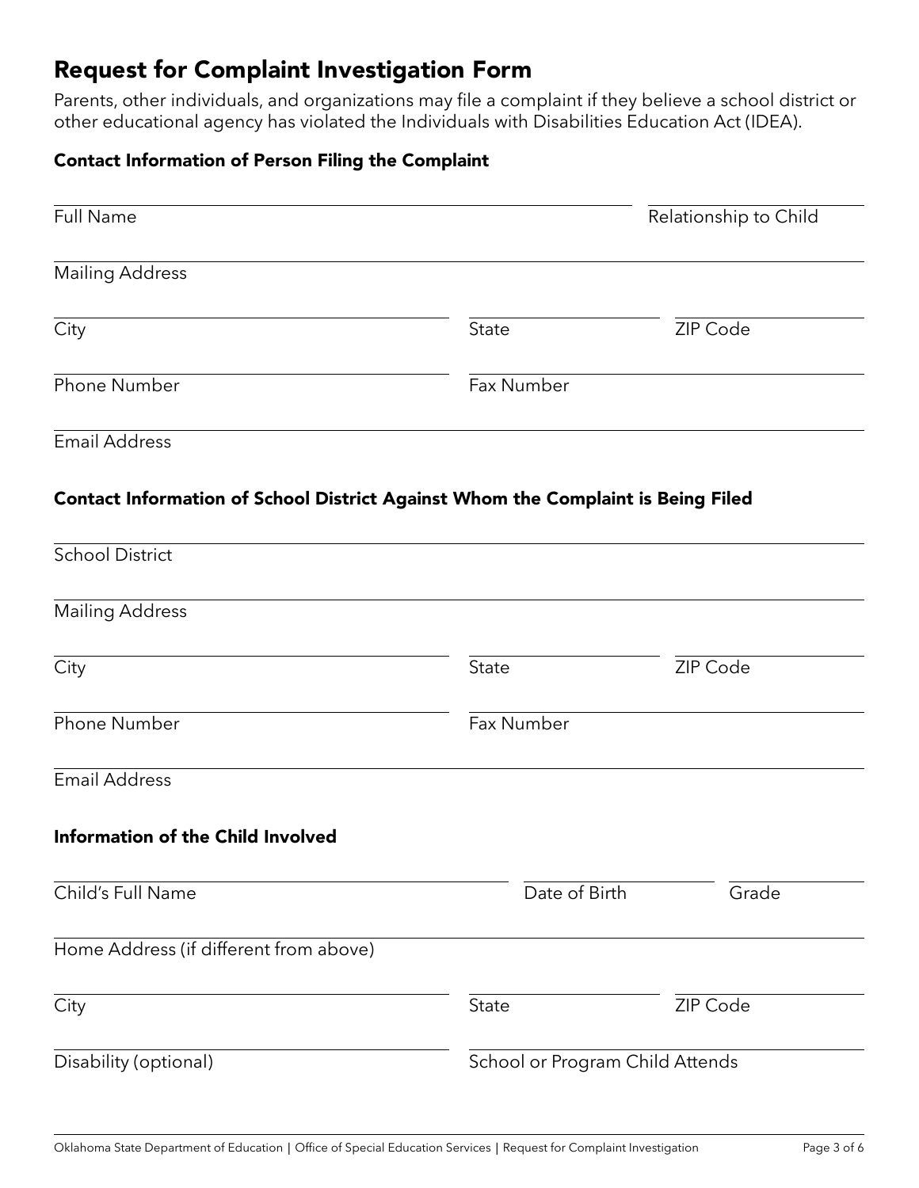# Request for Complaint Investigation Form

Parents, other individuals, and organizations may file a complaint if they believe a school district or other educational agency has violated the Individuals with Disabilities Education Act (IDEA).

### Contact Information of Person Filing the Complaint

Full Name

Relationship to Child

Mailing Address

City

State

ZIP Code

Phone Number

Fax Number

Email Address

### Contact Information of School District Against Whom the Complaint is Being Filed

School District

Mailing Address

City

State

ZIP Code

Phone Number

Fax Number

Email Address

### Information of the Child Involved

Child's Full Name

Date of Birth

Grade

Home Address (if different from above)

City

State

ZIP Code

Disability (optional)

School or Program Child Attends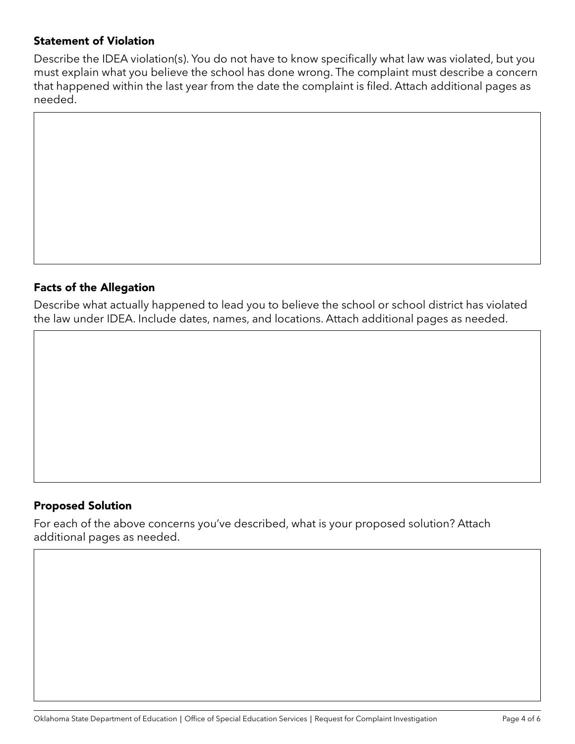### Statement of Violation

Describe the IDEA violation(s). You do not have to know specifically what law was violated, but you must explain what you believe the school has done wrong. The complaint must describe a concern that happened within the last year from the date the complaint is filed. Attach additional pages as needed.

### Facts of the Allegation

Describe what actually happened to lead you to believe the school or school district has violated the law under IDEA. Include dates, names, and locations. Attach additional pages as needed.

### Proposed Solution

For each of the above concerns you've described, what is your proposed solution? Attach additional pages as needed.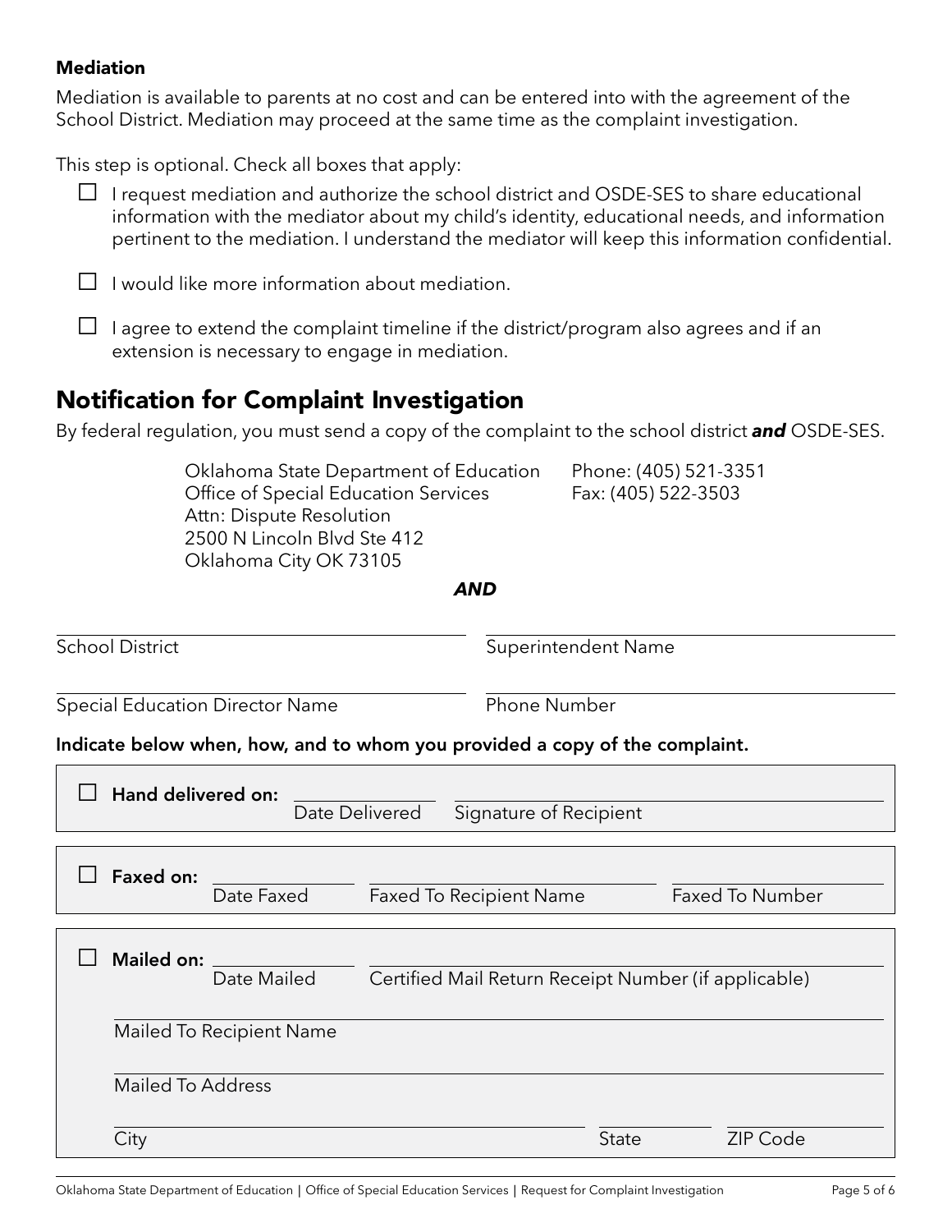### Mediation

Mediation is available to parents at no cost and can be entered into with the agreement of the School District. Mediation may proceed at the same time as the complaint investigation.

This step is optional. Check all boxes that apply:

- ☐ I request mediation and authorize the school district and OSDE-SES to share educational information with the mediator about my child's identity, educational needs, and information pertinent to the mediation. I understand the mediator will keep this information confidential.
- ☐ I would like more information about mediation.
- ☐ I agree to extend the complaint timeline if the district/program also agrees and if an extension is necessary to engage in mediation.

## Notification for Complaint Investigation

By federal regulation, you must send a copy of the complaint to the school district ***and*** OSDE-SES.

Oklahoma State Department of Education
Office of Special Education Services
Attn: Dispute Resolution
2500 N Lincoln Blvd Ste 412
Oklahoma City OK 73105

Phone: (405) 521-3351
Fax: (405) 522-3503

***AND***

School District ______________________ Superintendent Name ______________________

Special Education Director Name ______________________ Phone Number ______________________

**Indicate below when, how, and to whom you provided a copy of the complaint.**

☐ **Hand delivered on:** ______________ Date Delivered ______________________ Signature of Recipient

☐ **Faxed on:** ______________ Date Faxed ______________________ Faxed To Recipient Name ______________ Faxed To Number

☐ **Mailed on:** ______________ Date Mailed ______________________ Certified Mail Return Receipt Number (if applicable)

______________________ Mailed To Recipient Name

______________________ Mailed To Address

______________________ City ______________ State ______________ ZIP Code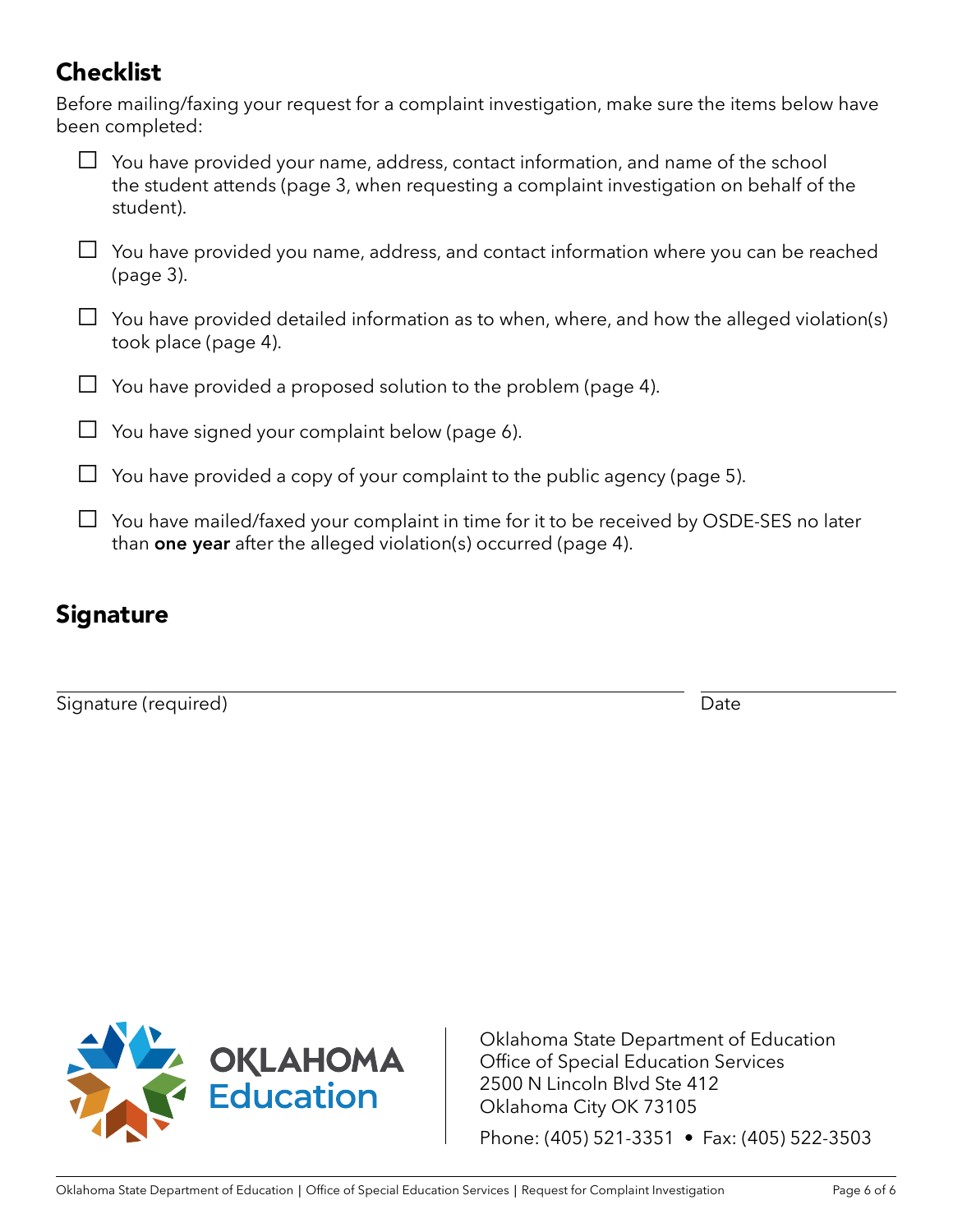## Checklist

Before mailing/faxing your request for a complaint investigation, make sure the items below have been completed:

- ☐ You have provided your name, address, contact information, and name of the school the student attends (page 3, when requesting a complaint investigation on behalf of the student).
- ☐ You have provided you name, address, and contact information where you can be reached (page 3).
- ☐ You have provided detailed information as to when, where, and how the alleged violation(s) took place (page 4).
- ☐ You have provided a proposed solution to the problem (page 4).
- ☐ You have signed your complaint below (page 6).
- ☐ You have provided a copy of your complaint to the public agency (page 5).
- ☐ You have mailed/faxed your complaint in time for it to be received by OSDE-SES no later than **one year** after the alleged violation(s) occurred (page 4).

## Signature

Signature (required) ______________________ Date ____________

OKLAHOMA Education

Oklahoma State Department of Education
Office of Special Education Services
2500 N Lincoln Blvd Ste 412
Oklahoma City OK 73105

Phone: (405) 521-3351 • Fax: (405) 522-3503